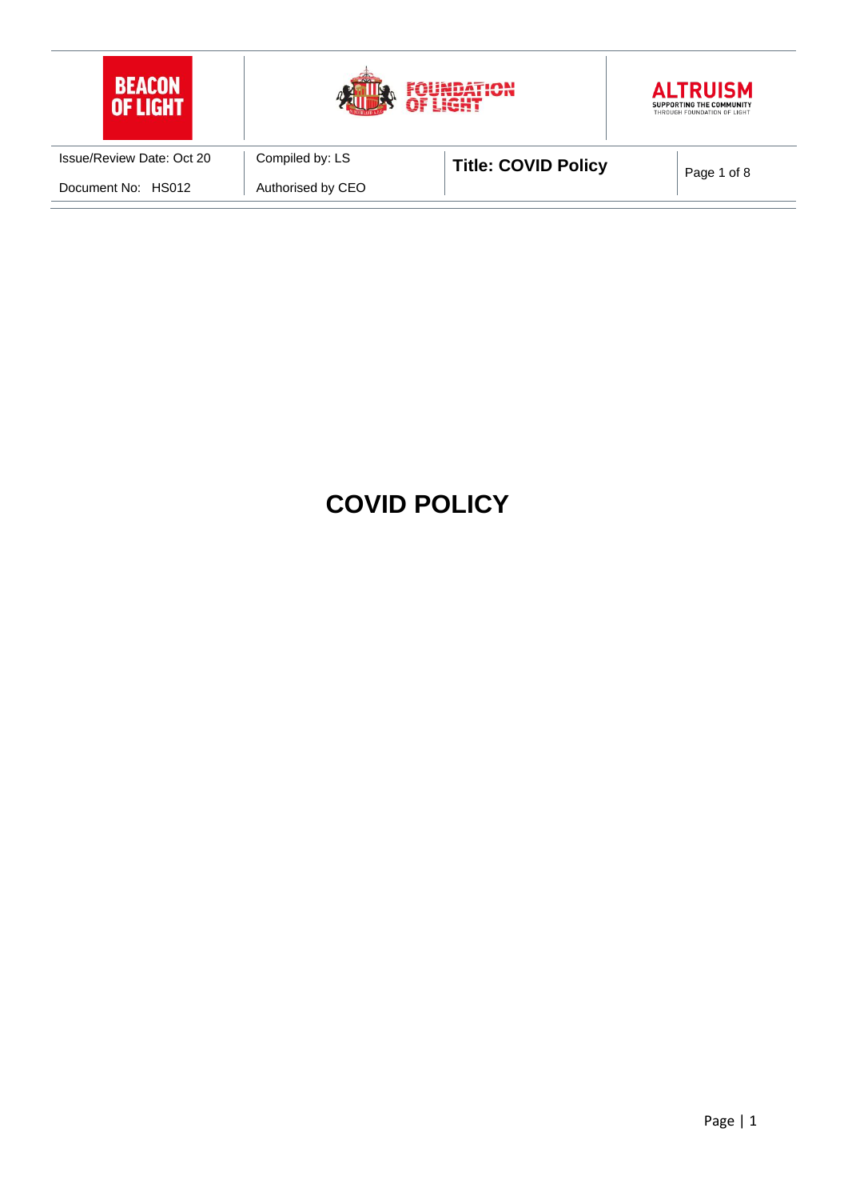| Issue/Review Date: Oct 20 | Compiled by: LS | Title: COVID Policy | Page 1 of 8 |
| --- | --- | --- | --- |
| Document No: HS012 | Authorised by CEO | | |

# COVID POLICY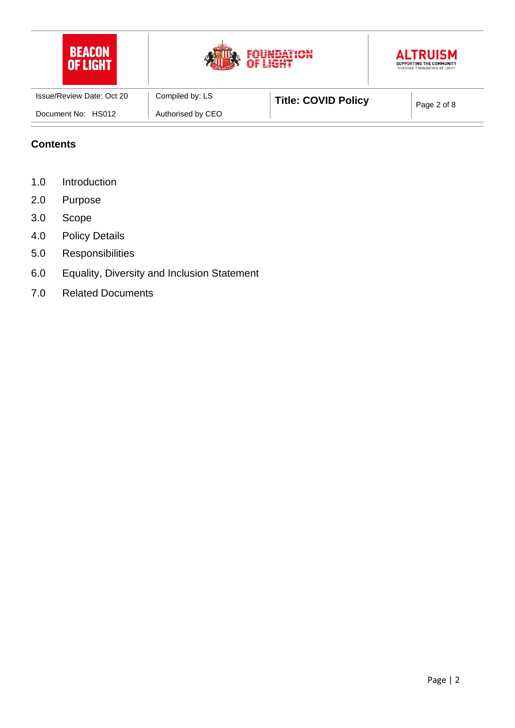## Contents

1.0 Introduction

2.0 Purpose

3.0 Scope

4.0 Policy Details

5.0 Responsibilities

6.0 Equality, Diversity and Inclusion Statement

7.0 Related Documents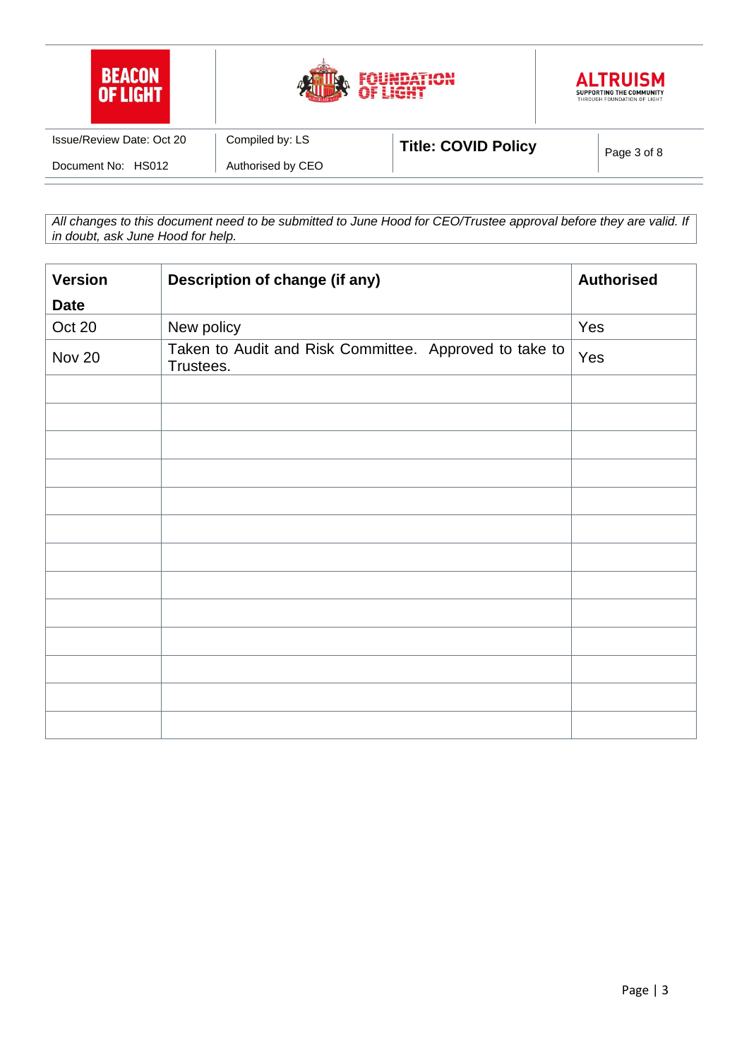*All changes to this document need to be submitted to June Hood for CEO/Trustee approval before they are valid. If in doubt, ask June Hood for help.*

| Version Date | Description of change (if any) | Authorised |
|---|---|---|
| Oct 20 | New policy | Yes |
| Nov 20 | Taken to Audit and Risk Committee. Approved to take to Trustees. | Yes |
| | | |
| | | |
| | | |
| | | |
| | | |
| | | |
| | | |
| | | |
| | | |
| | | |
| | | |
| | | |
| | | |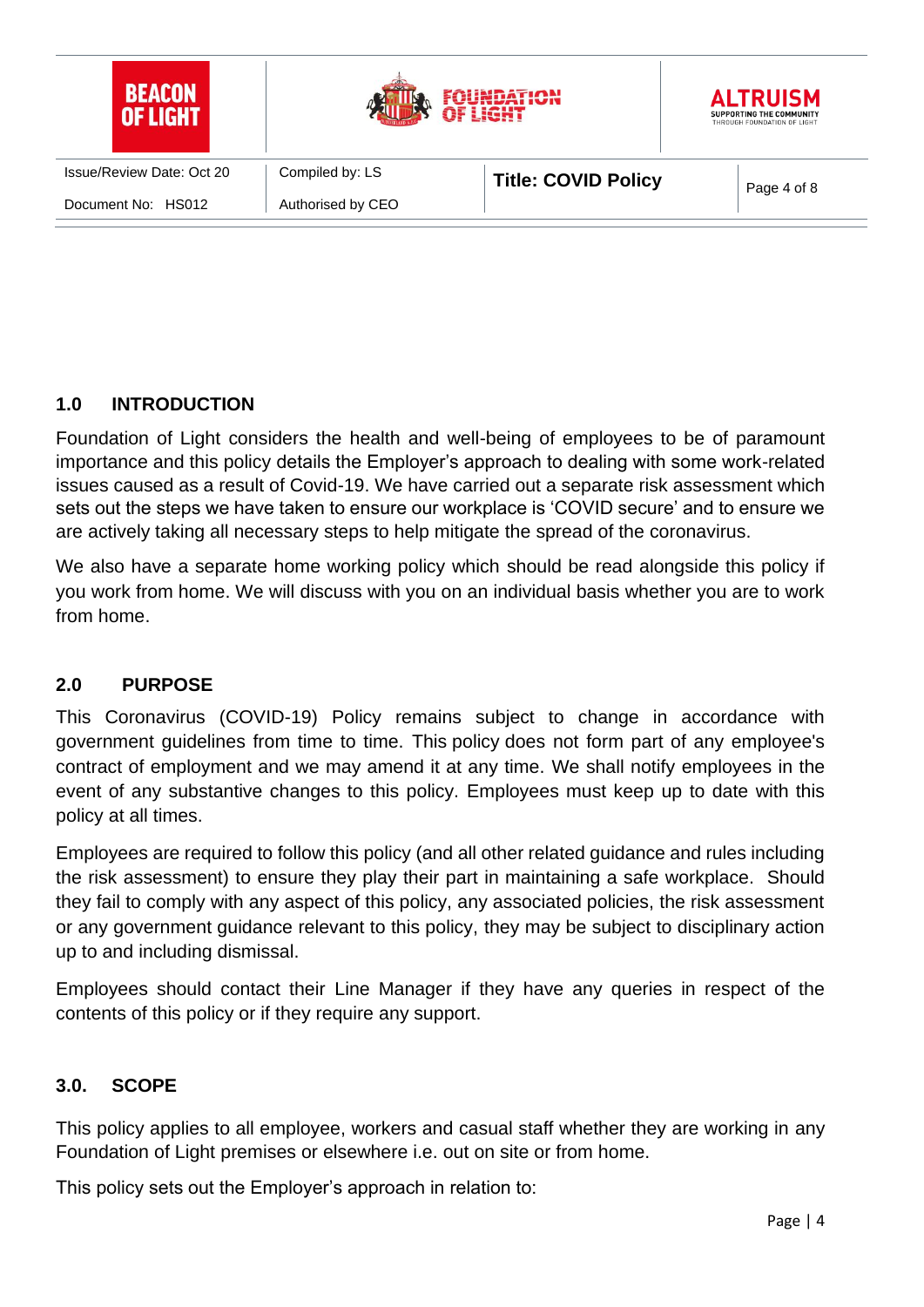## 1.0 INTRODUCTION

Foundation of Light considers the health and well-being of employees to be of paramount importance and this policy details the Employer's approach to dealing with some work-related issues caused as a result of Covid-19. We have carried out a separate risk assessment which sets out the steps we have taken to ensure our workplace is 'COVID secure' and to ensure we are actively taking all necessary steps to help mitigate the spread of the coronavirus.

We also have a separate home working policy which should be read alongside this policy if you work from home. We will discuss with you on an individual basis whether you are to work from home.

## 2.0 PURPOSE

This Coronavirus (COVID-19) Policy remains subject to change in accordance with government guidelines from time to time. This policy does not form part of any employee's contract of employment and we may amend it at any time. We shall notify employees in the event of any substantive changes to this policy. Employees must keep up to date with this policy at all times.

Employees are required to follow this policy (and all other related guidance and rules including the risk assessment) to ensure they play their part in maintaining a safe workplace. Should they fail to comply with any aspect of this policy, any associated policies, the risk assessment or any government guidance relevant to this policy, they may be subject to disciplinary action up to and including dismissal.

Employees should contact their Line Manager if they have any queries in respect of the contents of this policy or if they require any support.

## 3.0. SCOPE

This policy applies to all employee, workers and casual staff whether they are working in any Foundation of Light premises or elsewhere i.e. out on site or from home.

This policy sets out the Employer's approach in relation to: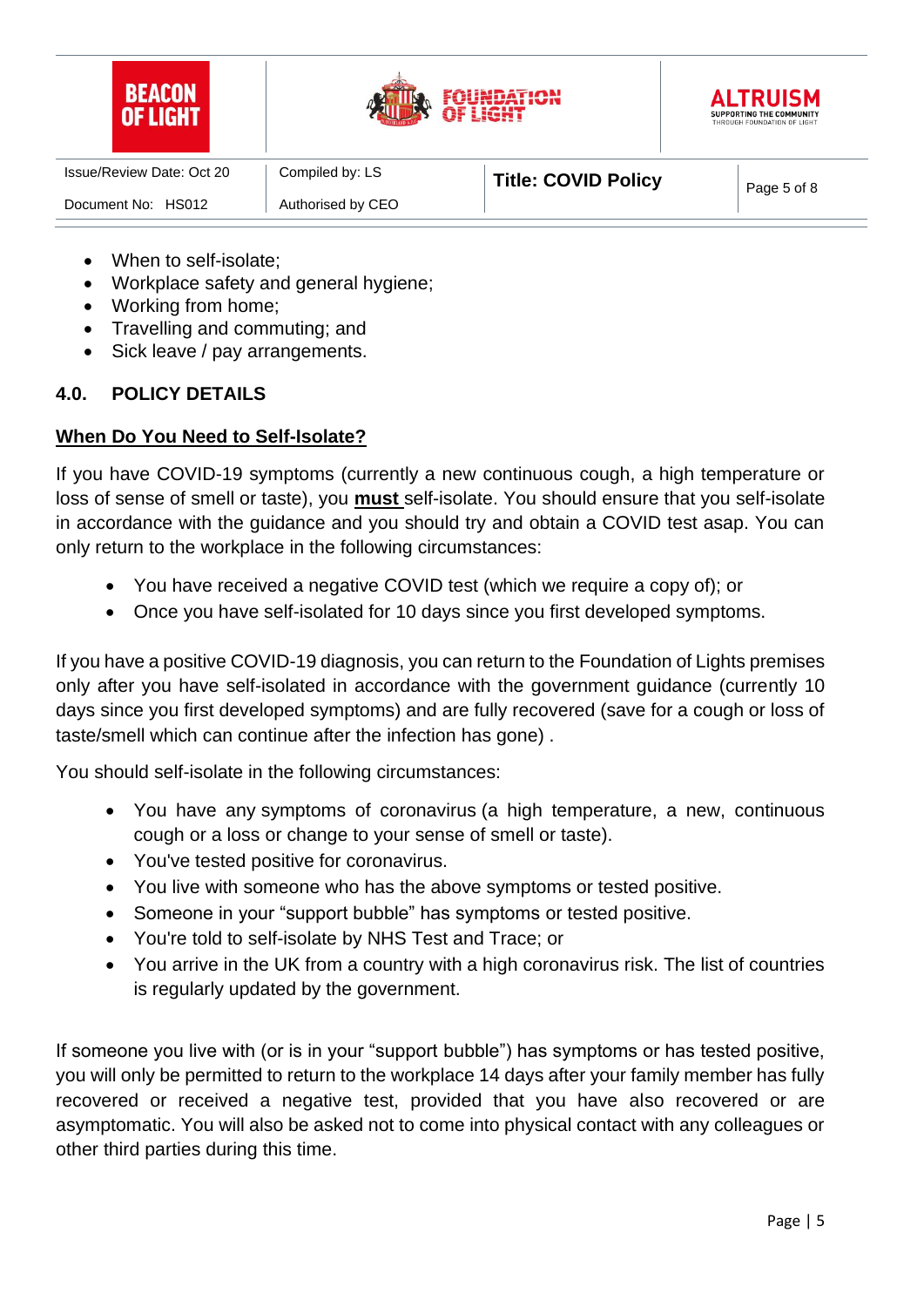- When to self-isolate;
- Workplace safety and general hygiene;
- Working from home;
- Travelling and commuting; and
- Sick leave / pay arrangements.

## 4.0. POLICY DETAILS

### When Do You Need to Self-Isolate?

If you have COVID-19 symptoms (currently a new continuous cough, a high temperature or loss of sense of smell or taste), you **must** self-isolate. You should ensure that you self-isolate in accordance with the guidance and you should try and obtain a COVID test asap. You can only return to the workplace in the following circumstances:

- You have received a negative COVID test (which we require a copy of); or
- Once you have self-isolated for 10 days since you first developed symptoms.

If you have a positive COVID-19 diagnosis, you can return to the Foundation of Lights premises only after you have self-isolated in accordance with the government guidance (currently 10 days since you first developed symptoms) and are fully recovered (save for a cough or loss of taste/smell which can continue after the infection has gone) .

You should self-isolate in the following circumstances:

- You have any symptoms of coronavirus (a high temperature, a new, continuous cough or a loss or change to your sense of smell or taste).
- You've tested positive for coronavirus.
- You live with someone who has the above symptoms or tested positive.
- Someone in your "support bubble" has symptoms or tested positive.
- You're told to self-isolate by NHS Test and Trace; or
- You arrive in the UK from a country with a high coronavirus risk. The list of countries is regularly updated by the government.

If someone you live with (or is in your "support bubble") has symptoms or has tested positive, you will only be permitted to return to the workplace 14 days after your family member has fully recovered or received a negative test, provided that you have also recovered or are asymptomatic. You will also be asked not to come into physical contact with any colleagues or other third parties during this time.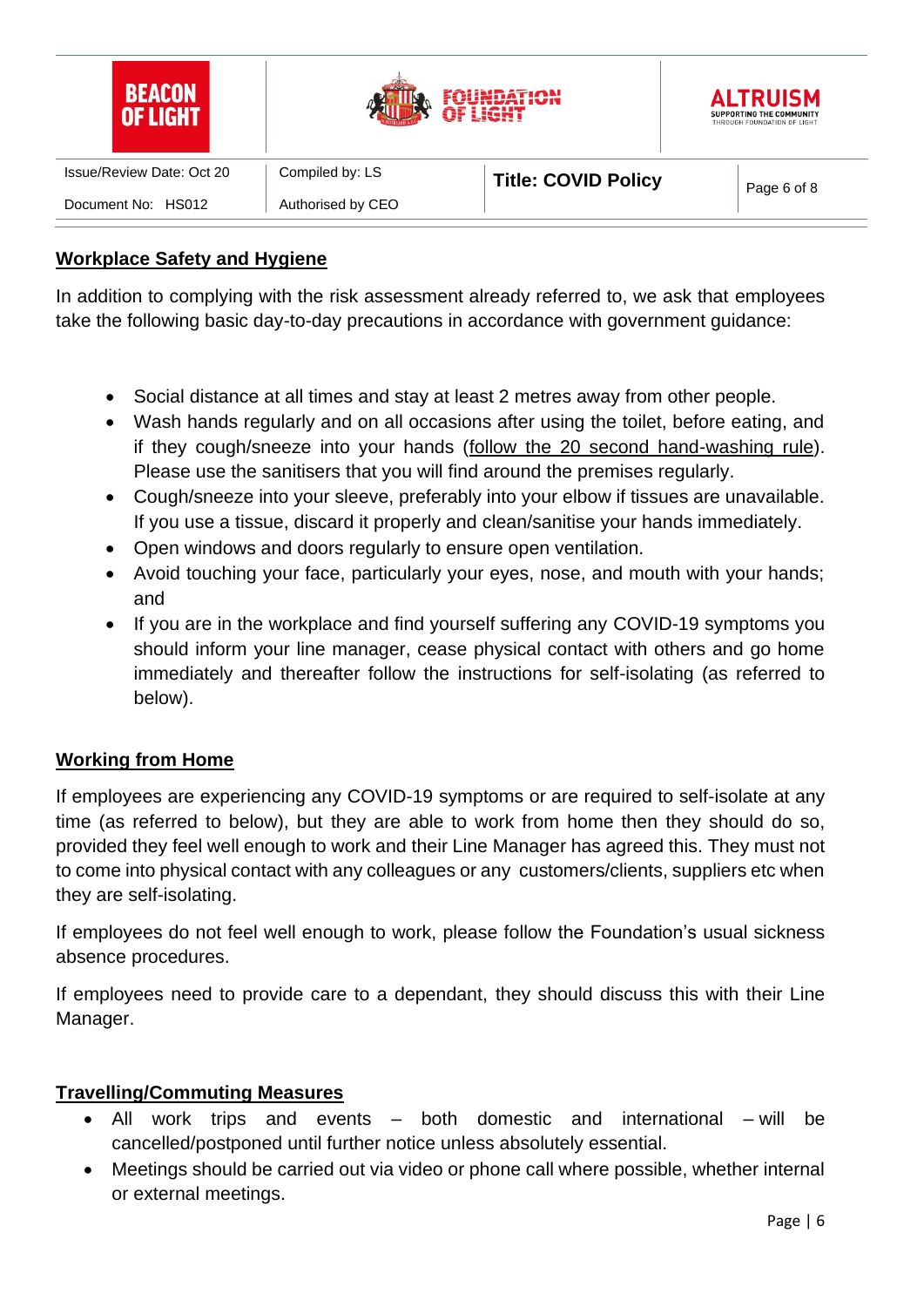## Workplace Safety and Hygiene

In addition to complying with the risk assessment already referred to, we ask that employees take the following basic day-to-day precautions in accordance with government guidance:

- Social distance at all times and stay at least 2 metres away from other people.
- Wash hands regularly and on all occasions after using the toilet, before eating, and if they cough/sneeze into your hands (follow the 20 second hand-washing rule). Please use the sanitisers that you will find around the premises regularly.
- Cough/sneeze into your sleeve, preferably into your elbow if tissues are unavailable. If you use a tissue, discard it properly and clean/sanitise your hands immediately.
- Open windows and doors regularly to ensure open ventilation.
- Avoid touching your face, particularly your eyes, nose, and mouth with your hands; and
- If you are in the workplace and find yourself suffering any COVID-19 symptoms you should inform your line manager, cease physical contact with others and go home immediately and thereafter follow the instructions for self-isolating (as referred to below).

## Working from Home

If employees are experiencing any COVID-19 symptoms or are required to self-isolate at any time (as referred to below), but they are able to work from home then they should do so, provided they feel well enough to work and their Line Manager has agreed this. They must not to come into physical contact with any colleagues or any customers/clients, suppliers etc when they are self-isolating.

If employees do not feel well enough to work, please follow the Foundation's usual sickness absence procedures.

If employees need to provide care to a dependant, they should discuss this with their Line Manager.

## Travelling/Commuting Measures

- All work trips and events – both domestic and international – will be cancelled/postponed until further notice unless absolutely essential.
- Meetings should be carried out via video or phone call where possible, whether internal or external meetings.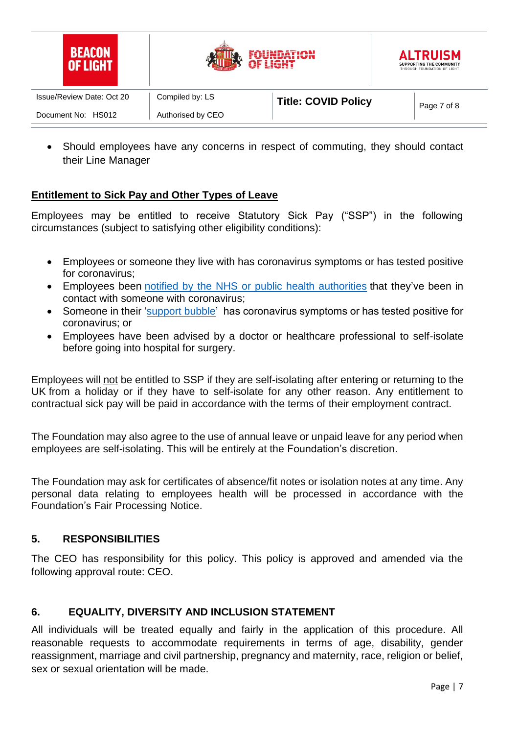- Should employees have any concerns in respect of commuting, they should contact their Line Manager

**Entitlement to Sick Pay and Other Types of Leave**

Employees may be entitled to receive Statutory Sick Pay ("SSP") in the following circumstances (subject to satisfying other eligibility conditions):

- Employees or someone they live with has coronavirus symptoms or has tested positive for coronavirus;
- Employees been notified by the NHS or public health authorities that they've been in contact with someone with coronavirus;
- Someone in their 'support bubble' has coronavirus symptoms or has tested positive for coronavirus; or
- Employees have been advised by a doctor or healthcare professional to self-isolate before going into hospital for surgery.

Employees will not be entitled to SSP if they are self-isolating after entering or returning to the UK from a holiday or if they have to self-isolate for any other reason. Any entitlement to contractual sick pay will be paid in accordance with the terms of their employment contract.

The Foundation may also agree to the use of annual leave or unpaid leave for any period when employees are self-isolating. This will be entirely at the Foundation's discretion.

The Foundation may ask for certificates of absence/fit notes or isolation notes at any time. Any personal data relating to employees health will be processed in accordance with the Foundation's Fair Processing Notice.

## 5. RESPONSIBILITIES

The CEO has responsibility for this policy. This policy is approved and amended via the following approval route: CEO.

## 6. EQUALITY, DIVERSITY AND INCLUSION STATEMENT

All individuals will be treated equally and fairly in the application of this procedure. All reasonable requests to accommodate requirements in terms of age, disability, gender reassignment, marriage and civil partnership, pregnancy and maternity, race, religion or belief, sex or sexual orientation will be made.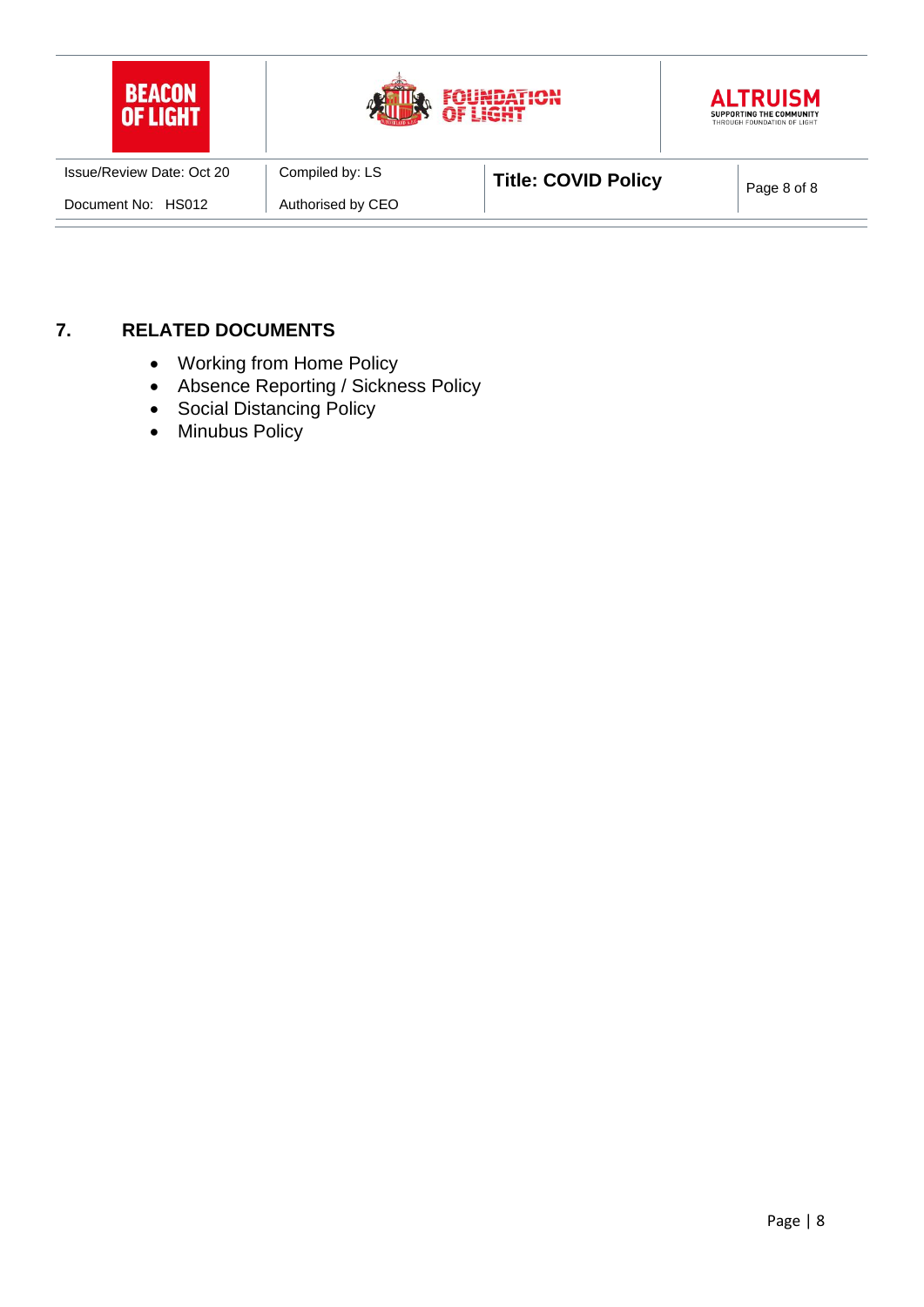## 7. RELATED DOCUMENTS

- Working from Home Policy
- Absence Reporting / Sickness Policy
- Social Distancing Policy
- Minubus Policy